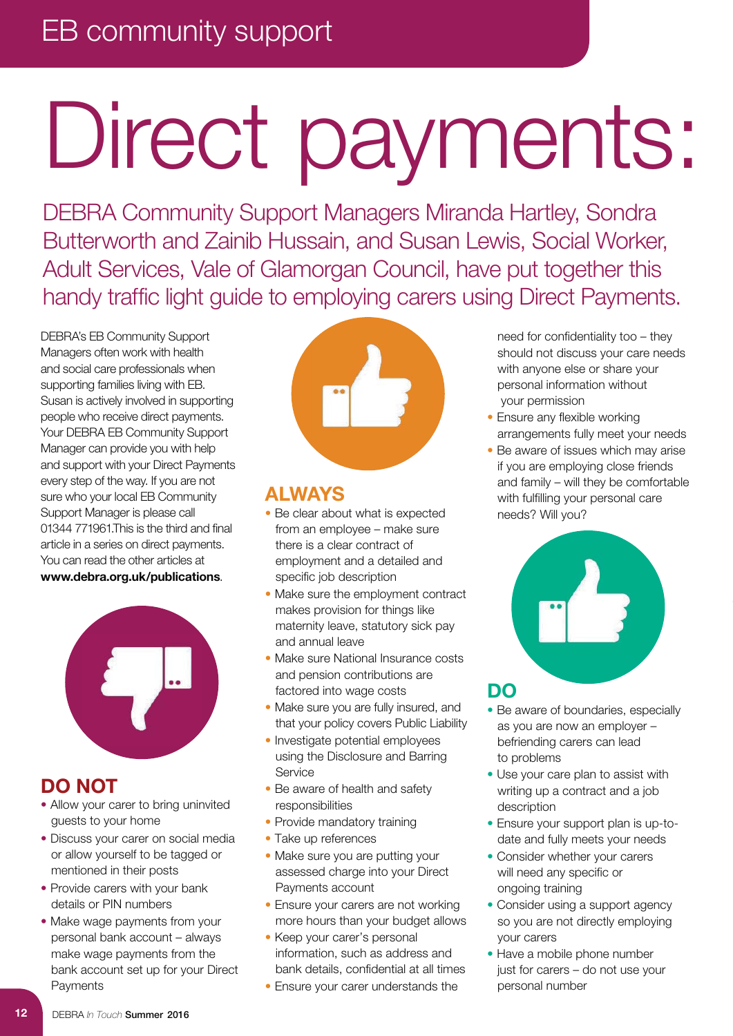EB community support

# Direct payments:

DEBRA Community Support Managers Miranda Hartley, Sondra Butterworth and Zainib Hussain, and Susan Lewis, Social Worker, Adult Services, Vale of Glamorgan Council, have put together this handy traffic light guide to employing carers using Direct Payments.

DEBRA's EB Community Support Managers often work with health and social care professionals when supporting families living with EB. Susan is actively involved in supporting people who receive direct payments. Your DEBRA EB Community Support Manager can provide you with help and support with your Direct Payments every step of the way. If you are not sure who your local EB Community Support Manager is please call 01344 771961.This is the third and final article in a series on direct payments. You can read the other articles at **www.debra.org.uk/publications**.

## DO NOT

- Allow your carer to bring uninvited guests to your home
- Discuss your carer on social media or allow yourself to be tagged or mentioned in their posts
- Provide carers with your bank details or PIN numbers
- Make wage payments from your personal bank account – always make wage payments from the bank account set up for your Direct Payments

## ALWAYS

- Be clear about what is expected from an employee – make sure there is a clear contract of employment and a detailed and specific job description
- Make sure the employment contract makes provision for things like maternity leave, statutory sick pay and annual leave
- Make sure National Insurance costs and pension contributions are factored into wage costs
- Make sure you are fully insured, and that your policy covers Public Liability
- Investigate potential employees using the Disclosure and Barring Service
- Be aware of health and safety responsibilities
- Provide mandatory training
- Take up references
- Make sure you are putting your assessed charge into your Direct Payments account
- Ensure your carers are not working more hours than your budget allows
- Keep your carer's personal information, such as address and bank details, confidential at all times
- Ensure your carer understands the need for confidentiality too – they should not discuss your care needs with anyone else or share your personal information without your permission
- Ensure any flexible working arrangements fully meet your needs
- Be aware of issues which may arise if you are employing close friends and family – will they be comfortable with fulfilling your personal care needs? Will you?

## DO

- Be aware of boundaries, especially as you are now an employer – befriending carers can lead to problems
- Use your care plan to assist with writing up a contract and a job description
- Ensure your support plan is up-to-date and fully meets your needs
- Consider whether your carers will need any specific or ongoing training
- Consider using a support agency so you are not directly employing your carers
- Have a mobile phone number just for carers – do not use your personal number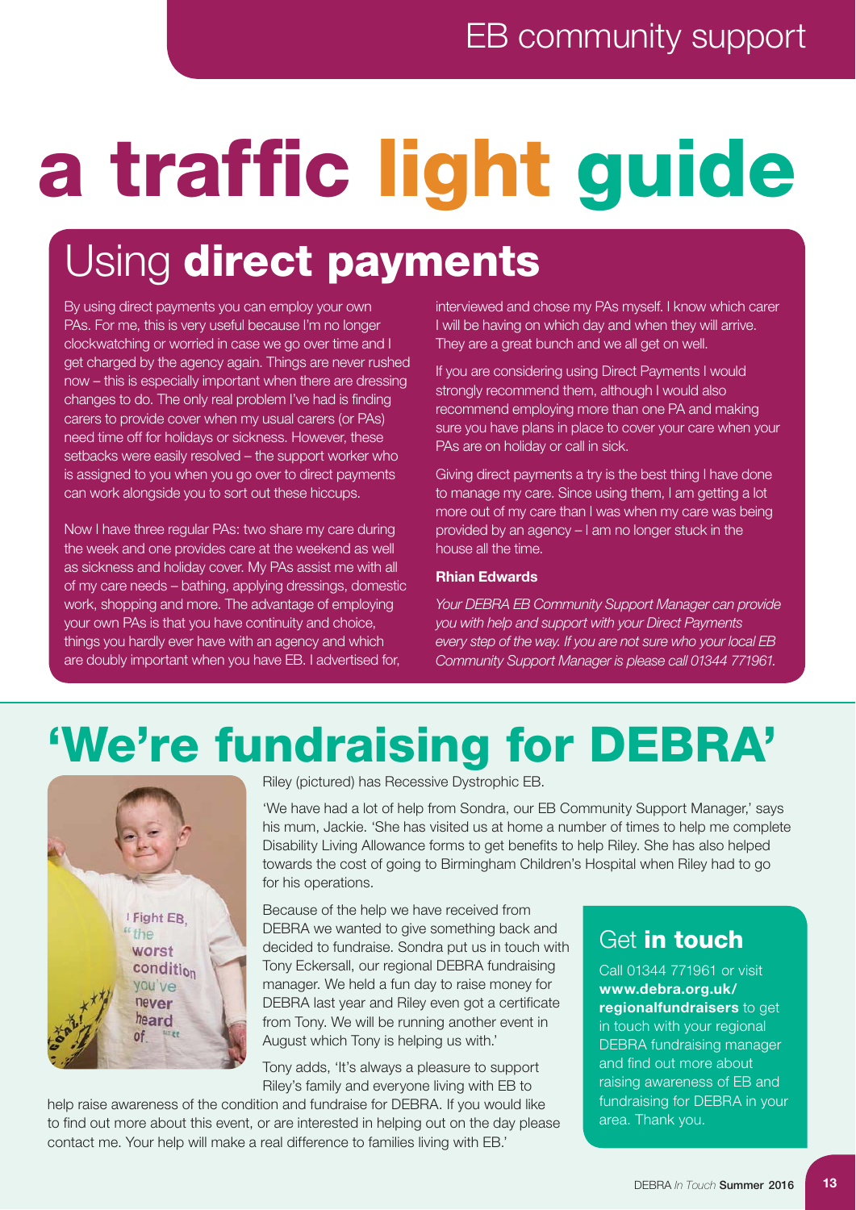# a traffic light guide

## Using **direct payments**

By using direct payments you can employ your own PAs. For me, this is very useful because I'm no longer clockwatching or worried in case we go over time and I get charged by the agency again. Things are never rushed now – this is especially important when there are dressing changes to do. The only real problem I've had is finding carers to provide cover when my usual carers (or PAs) need time off for holidays or sickness. However, these setbacks were easily resolved – the support worker who is assigned to you when you go over to direct payments can work alongside you to sort out these hiccups.

Now I have three regular PAs: two share my care during the week and one provides care at the weekend as well as sickness and holiday cover. My PAs assist me with all of my care needs – bathing, applying dressings, domestic work, shopping and more. The advantage of employing your own PAs is that you have continuity and choice, things you hardly ever have with an agency and which are doubly important when you have EB. I advertised for, interviewed and chose my PAs myself. I know which carer I will be having on which day and when they will arrive. They are a great bunch and we all get on well.

If you are considering using Direct Payments I would strongly recommend them, although I would also recommend employing more than one PA and making sure you have plans in place to cover your care when your PAs are on holiday or call in sick.

Giving direct payments a try is the best thing I have done to manage my care. Since using them, I am getting a lot more out of my care than I was when my care was being provided by an agency – I am no longer stuck in the house all the time.

**Rhian Edwards**

*Your DEBRA EB Community Support Manager can provide you with help and support with your Direct Payments every step of the way. If you are not sure who your local EB Community Support Manager is please call 01344 771961.*

# 'We're fundraising for DEBRA'

Riley (pictured) has Recessive Dystrophic EB.

'We have had a lot of help from Sondra, our EB Community Support Manager,' says his mum, Jackie. 'She has visited us at home a number of times to help me complete Disability Living Allowance forms to get benefits to help Riley. She has also helped towards the cost of going to Birmingham Children's Hospital when Riley had to go for his operations.

Because of the help we have received from DEBRA we wanted to give something back and decided to fundraise. Sondra put us in touch with Tony Eckersall, our regional DEBRA fundraising manager. We held a fun day to raise money for DEBRA last year and Riley even got a certificate from Tony. We will be running another event in August which Tony is helping us with.'

Tony adds, 'It's always a pleasure to support Riley's family and everyone living with EB to help raise awareness of the condition and fundraise for DEBRA. If you would like to find out more about this event, or are interested in helping out on the day please contact me. Your help will make a real difference to families living with EB.'

## Get **in touch**

Call 01344 771961 or visit **www.debra.org.uk/regionalfundraisers** to get in touch with your regional DEBRA fundraising manager and find out more about raising awareness of EB and fundraising for DEBRA in your area. Thank you.